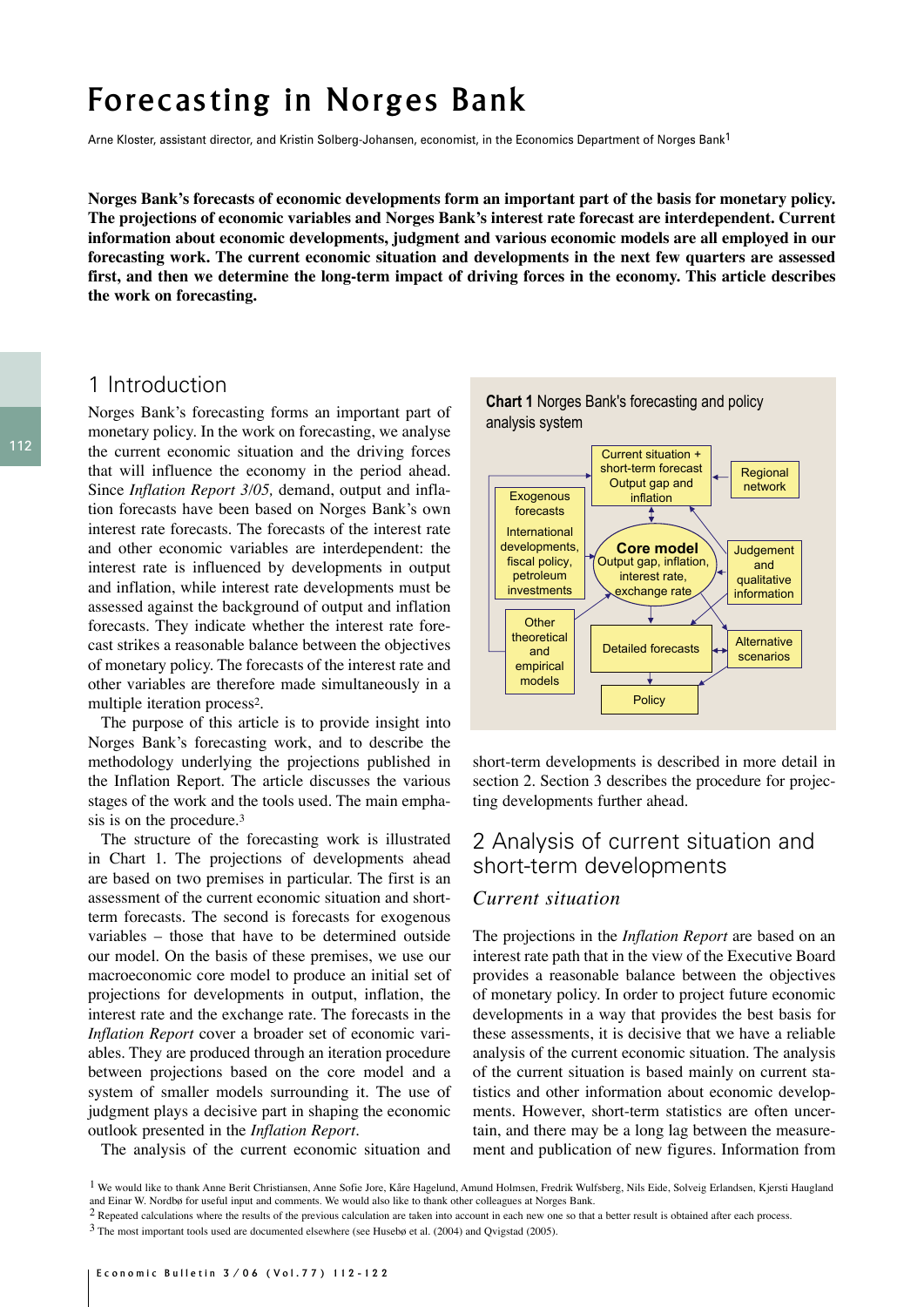# Forecasting in Norges Bank

Arne Kloster, assistant director, and Kristin Solberg-Johansen, economist, in the Economics Department of Norges Bank[1]

**Norges Bank's forecasts of economic developments form an important part of the basis for monetary policy. The projections of economic variables and Norges Bank's interest rate forecast are interdependent. Current information about economic developments, judgment and various economic models are all employed in our forecasting work. The current economic situation and developments in the next few quarters are assessed first, and then we determine the long-term impact of driving forces in the economy. This article describes the work on forecasting.**

## 1 Introduction

Norges Bank's forecasting forms an important part of monetary policy. In the work on forecasting, we analyse the current economic situation and the driving forces that will influence the economy in the period ahead. Since *Inflation Report 3/05,* demand, output and inflation forecasts have been based on Norges Bank's own interest rate forecasts. The forecasts of the interest rate and other economic variables are interdependent: the interest rate is influenced by developments in output and inflation, while interest rate developments must be assessed against the background of output and inflation forecasts. They indicate whether the interest rate forecast strikes a reasonable balance between the objectives of monetary policy. The forecasts of the interest rate and other variables are therefore made simultaneously in a multiple iteration process[2].

The purpose of this article is to provide insight into Norges Bank's forecasting work, and to describe the methodology underlying the projections published in the Inflation Report. The article discusses the various stages of the work and the tools used. The main emphasis is on the procedure.[3]

The structure of the forecasting work is illustrated in Chart 1. The projections of developments ahead are based on two premises in particular. The first is an assessment of the current economic situation and short-term forecasts. The second is forecasts for exogenous variables – those that have to be determined outside our model. On the basis of these premises, we use our macroeconomic core model to produce an initial set of projections for developments in output, inflation, the interest rate and the exchange rate. The forecasts in the *Inflation Report* cover a broader set of economic variables. They are produced through an iteration procedure between projections based on the core model and a system of smaller models surrounding it. The use of judgment plays a decisive part in shaping the economic outlook presented in the *Inflation Report*.

The analysis of the current economic situation and short-term developments is described in more detail in section 2. Section 3 describes the procedure for projecting developments further ahead.

**Chart 1** Norges Bank's forecasting and policy analysis system

Current situation + short-term forecast Output gap and inflation

Regional network

Exogenous forecasts

International developments, fiscal policy, petroleum investments

Core model Output gap, inflation, interest rate, exchange rate

Judgement and qualitative information

Other theoretical and empirical models

Detailed forecasts

Alternative scenarios

Policy

## 2 Analysis of current situation and short-term developments

### *Current situation*

The projections in the *Inflation Report* are based on an interest rate path that in the view of the Executive Board provides a reasonable balance between the objectives of monetary policy. In order to project future economic developments in a way that provides the best basis for these assessments, it is decisive that we have a reliable analysis of the current economic situation. The analysis of the current situation is based mainly on current statistics and other information about economic developments. However, short-term statistics are often uncertain, and there may be a long lag between the measurement and publication of new figures. Information from

---

[1] We would like to thank Anne Berit Christiansen, Anne Sofie Jore, Kåre Hagelund, Amund Holmsen, Fredrik Wulfsberg, Nils Eide, Solveig Erlandsen, Kjersti Haugland and Einar W. Nordbø for useful input and comments. We would also like to thank other colleagues at Norges Bank.

[2] Repeated calculations where the results of the previous calculation are taken into account in each new one so that a better result is obtained after each process.

[3] The most important tools used are documented elsewhere (see Husebø et al. (2004) and Qvigstad (2005).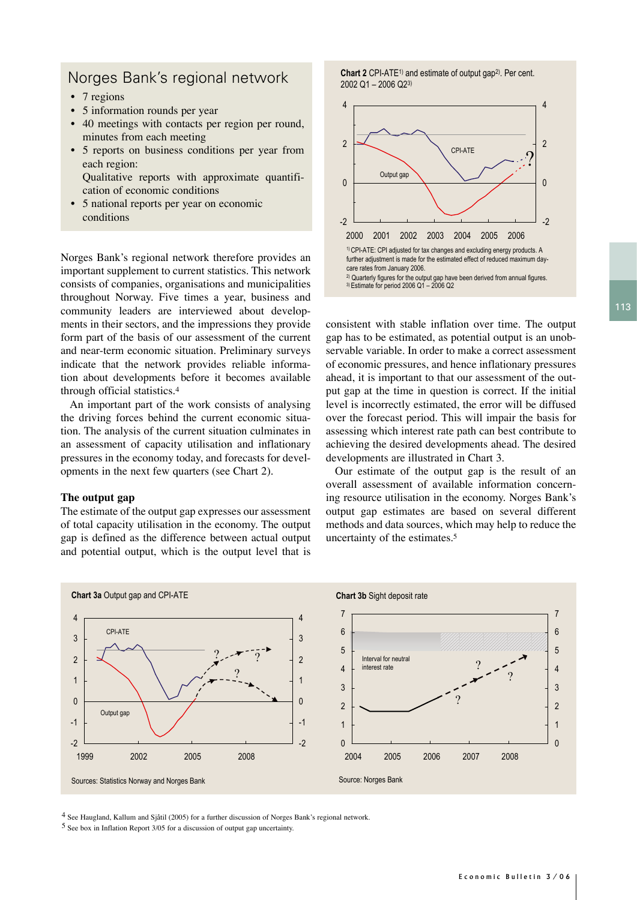## Norges Bank's regional network

- 7 regions
- 5 information rounds per year
- 40 meetings with contacts per region per round, minutes from each meeting
- 5 reports on business conditions per year from each region:
  Qualitative reports with approximate quantification of economic conditions
- 5 national reports per year on economic conditions

Norges Bank's regional network therefore provides an important supplement to current statistics. This network consists of companies, organisations and municipalities throughout Norway. Five times a year, business and community leaders are interviewed about developments in their sectors, and the impressions they provide form part of the basis of our assessment of the current and near-term economic situation. Preliminary surveys indicate that the network provides reliable information about developments before it becomes available through official statistics.[4]

An important part of the work consists of analysing the driving forces behind the current economic situation. The analysis of the current situation culminates in an assessment of capacity utilisation and inflationary pressures in the economy today, and forecasts for developments in the next few quarters (see Chart 2).

### The output gap

The estimate of the output gap expresses our assessment of total capacity utilisation in the economy. The output gap is defined as the difference between actual output and potential output, which is the output level that is consistent with stable inflation over time. The output gap has to be estimated, as potential output is an unobservable variable. In order to make a correct assessment of economic pressures, and hence inflationary pressures ahead, it is important to that our assessment of the output gap at the time in question is correct. If the initial level is incorrectly estimated, the error will be diffused over the forecast period. This will impair the basis for assessing which interest rate path can best contribute to achieving the desired developments ahead. The desired developments are illustrated in Chart 3.

Our estimate of the output gap is the result of an overall assessment of available information concerning resource utilisation in the economy. Norges Bank's output gap estimates are based on several different methods and data sources, which may help to reduce the uncertainty of the estimates.[5]

**Chart 2** CPI-ATE[1)] and estimate of output gap[2)]. Per cent. 2002 Q1 – 2006 Q2[3)]

[1)] CPI-ATE: CPI adjusted for tax changes and excluding energy products. A further adjustment is made for the estimated effect of reduced maximum day-care rates from January 2006.
[2)] Quarterly figures for the output gap have been derived from annual figures.
[3)] Estimate for period 2006 Q1 – 2006 Q2

**Chart 3a** Output gap and CPI-ATE

Sources: Statistics Norway and Norges Bank

**Chart 3b** Sight deposit rate

Source: Norges Bank

[4] See Haugland, Kallum and Sjåtil (2005) for a further discussion of Norges Bank's regional network.

[5] See box in Inflation Report 3/05 for a discussion of output gap uncertainty.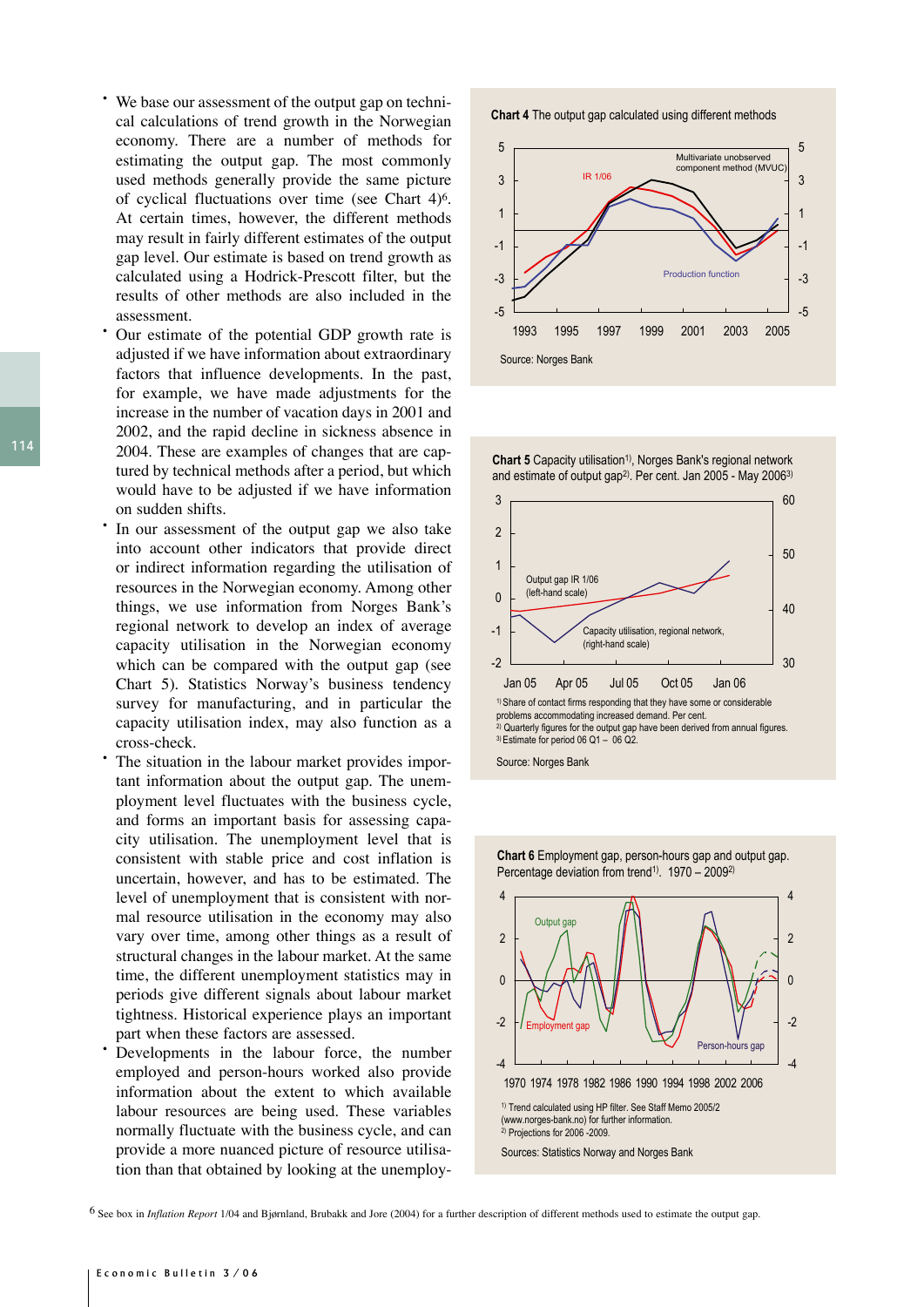- We base our assessment of the output gap on technical calculations of trend growth in the Norwegian economy. There are a number of methods for estimating the output gap. The most commonly used methods generally provide the same picture of cyclical fluctuations over time (see Chart 4)[6]. At certain times, however, the different methods may result in fairly different estimates of the output gap level. Our estimate is based on trend growth as calculated using a Hodrick-Prescott filter, but the results of other methods are also included in the assessment.
- Our estimate of the potential GDP growth rate is adjusted if we have information about extraordinary factors that influence developments. In the past, for example, we have made adjustments for the increase in the number of vacation days in 2001 and 2002, and the rapid decline in sickness absence in 2004. These are examples of changes that are captured by technical methods after a period, but which would have to be adjusted if we have information on sudden shifts.
- In our assessment of the output gap we also take into account other indicators that provide direct or indirect information regarding the utilisation of resources in the Norwegian economy. Among other things, we use information from Norges Bank's regional network to develop an index of average capacity utilisation in the Norwegian economy which can be compared with the output gap (see Chart 5). Statistics Norway's business tendency survey for manufacturing, and in particular the capacity utilisation index, may also function as a cross-check.
- The situation in the labour market provides important information about the output gap. The unemployment level fluctuates with the business cycle, and forms an important basis for assessing capacity utilisation. The unemployment level that is consistent with stable price and cost inflation is uncertain, however, and has to be estimated. The level of unemployment that is consistent with normal resource utilisation in the economy may also vary over time, among other things as a result of structural changes in the labour market. At the same time, the different unemployment statistics may in periods give different signals about labour market tightness. Historical experience plays an important part when these factors are assessed.
- Developments in the labour force, the number employed and person-hours worked also provide information about the extent to which available labour resources are being used. These variables normally fluctuate with the business cycle, and can provide a more nuanced picture of resource utilisation than that obtained by looking at the unemploy-

**Chart 4** The output gap calculated using different methods

Source: Norges Bank

**Chart 5** Capacity utilisation[1)], Norges Bank's regional network and estimate of output gap[2)]. Per cent. Jan 2005 - May 2006[3)]

[1)] Share of contact firms responding that they have some or considerable problems accommodating increased demand. Per cent.
[2)] Quarterly figures for the output gap have been derived from annual figures.
[3)] Estimate for period 06 Q1 – 06 Q2.

Source: Norges Bank

**Chart 6** Employment gap, person-hours gap and output gap. Percentage deviation from trend[1)]. 1970 – 2009[2)]

[1)] Trend calculated using HP filter. See Staff Memo 2005/2 (www.norges-bank.no) for further information.
[2)] Projections for 2006 -2009.

Sources: Statistics Norway and Norges Bank

[6] See box in *Inflation Report* 1/04 and Bjørnland, Brubakk and Jore (2004) for a further description of different methods used to estimate the output gap.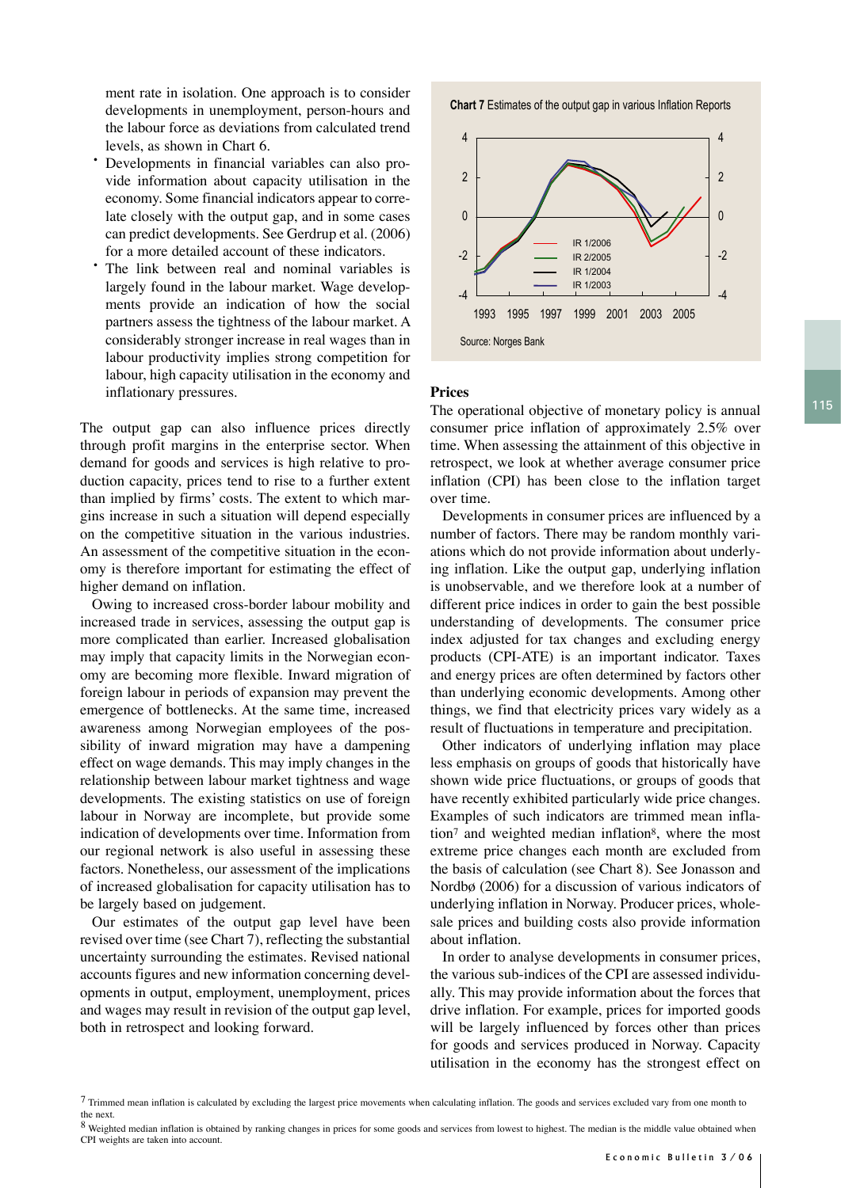ment rate in isolation. One approach is to consider developments in unemployment, person-hours and the labour force as deviations from calculated trend levels, as shown in Chart 6.

- Developments in financial variables can also provide information about capacity utilisation in the economy. Some financial indicators appear to correlate closely with the output gap, and in some cases can predict developments. See Gerdrup et al. (2006) for a more detailed account of these indicators.
- The link between real and nominal variables is largely found in the labour market. Wage developments provide an indication of how the social partners assess the tightness of the labour market. A considerably stronger increase in real wages than in labour productivity implies strong competition for labour, high capacity utilisation in the economy and inflationary pressures.

The output gap can also influence prices directly through profit margins in the enterprise sector. When demand for goods and services is high relative to production capacity, prices tend to rise to a further extent than implied by firms' costs. The extent to which margins increase in such a situation will depend especially on the competitive situation in the various industries. An assessment of the competitive situation in the economy is therefore important for estimating the effect of higher demand on inflation.

Owing to increased cross-border labour mobility and increased trade in services, assessing the output gap is more complicated than earlier. Increased globalisation may imply that capacity limits in the Norwegian economy are becoming more flexible. Inward migration of foreign labour in periods of expansion may prevent the emergence of bottlenecks. At the same time, increased awareness among Norwegian employees of the possibility of inward migration may have a dampening effect on wage demands. This may imply changes in the relationship between labour market tightness and wage developments. The existing statistics on use of foreign labour in Norway are incomplete, but provide some indication of developments over time. Information from our regional network is also useful in assessing these factors. Nonetheless, our assessment of the implications of increased globalisation for capacity utilisation has to be largely based on judgement.

Our estimates of the output gap level have been revised over time (see Chart 7), reflecting the substantial uncertainty surrounding the estimates. Revised national accounts figures and new information concerning developments in output, employment, unemployment, prices and wages may result in revision of the output gap level, both in retrospect and looking forward.

**Chart 7** Estimates of the output gap in various Inflation Reports

Source: Norges Bank

### Prices

The operational objective of monetary policy is annual consumer price inflation of approximately 2.5% over time. When assessing the attainment of this objective in retrospect, we look at whether average consumer price inflation (CPI) has been close to the inflation target over time.

Developments in consumer prices are influenced by a number of factors. There may be random monthly variations which do not provide information about underlying inflation. Like the output gap, underlying inflation is unobservable, and we therefore look at a number of different price indices in order to gain the best possible understanding of developments. The consumer price index adjusted for tax changes and excluding energy products (CPI-ATE) is an important indicator. Taxes and energy prices are often determined by factors other than underlying economic developments. Among other things, we find that electricity prices vary widely as a result of fluctuations in temperature and precipitation.

Other indicators of underlying inflation may place less emphasis on groups of goods that historically have shown wide price fluctuations, or groups of goods that have recently exhibited particularly wide price changes. Examples of such indicators are trimmed mean inflation[7] and weighted median inflation[8], where the most extreme price changes each month are excluded from the basis of calculation (see Chart 8). See Jonasson and Nordbø (2006) for a discussion of various indicators of underlying inflation in Norway. Producer prices, wholesale prices and building costs also provide information about inflation.

In order to analyse developments in consumer prices, the various sub-indices of the CPI are assessed individually. This may provide information about the forces that drive inflation. For example, prices for imported goods will be largely influenced by forces other than prices for goods and services produced in Norway. Capacity utilisation in the economy has the strongest effect on

[7] Trimmed mean inflation is calculated by excluding the largest price movements when calculating inflation. The goods and services excluded vary from one month to the next.

[8] Weighted median inflation is obtained by ranking changes in prices for some goods and services from lowest to highest. The median is the middle value obtained when CPI weights are taken into account.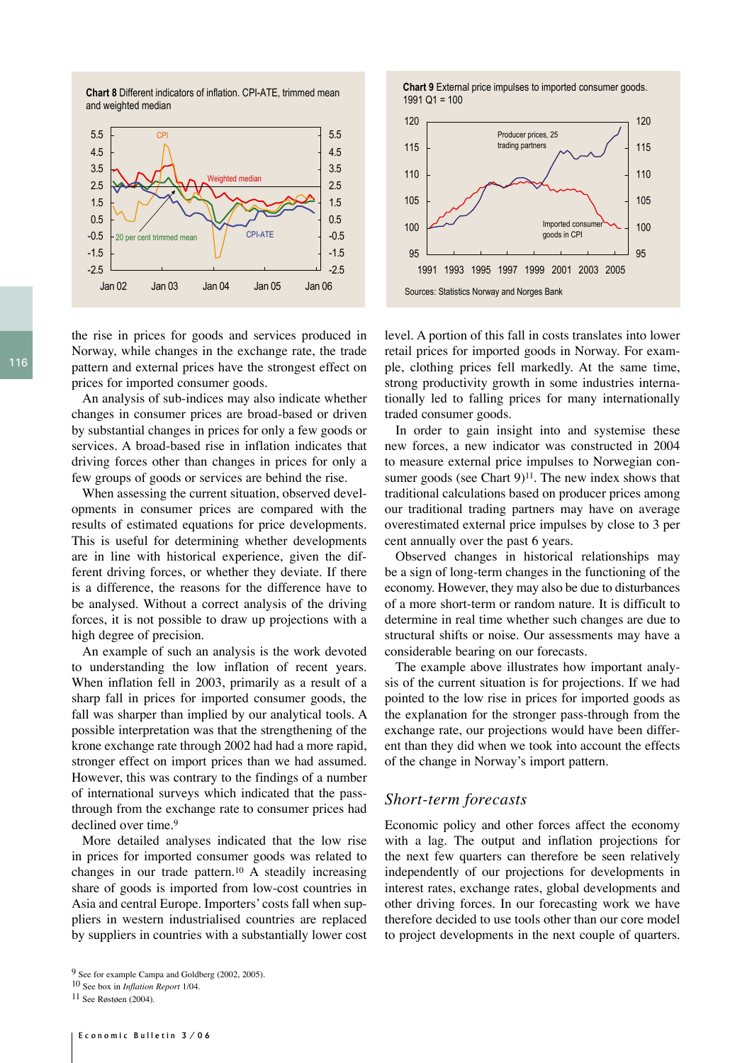**Chart 8** Different indicators of inflation. CPI-ATE, trimmed mean and weighted median

**Chart 9** External price impulses to imported consumer goods. 1991 Q1 = 100

Sources: Statistics Norway and Norges Bank

the rise in prices for goods and services produced in Norway, while changes in the exchange rate, the trade pattern and external prices have the strongest effect on prices for imported consumer goods.

An analysis of sub-indices may also indicate whether changes in consumer prices are broad-based or driven by substantial changes in prices for only a few goods or services. A broad-based rise in inflation indicates that driving forces other than changes in prices for only a few groups of goods or services are behind the rise.

When assessing the current situation, observed developments in consumer prices are compared with the results of estimated equations for price developments. This is useful for determining whether developments are in line with historical experience, given the different driving forces, or whether they deviate. If there is a difference, the reasons for the difference have to be analysed. Without a correct analysis of the driving forces, it is not possible to draw up projections with a high degree of precision.

An example of such an analysis is the work devoted to understanding the low inflation of recent years. When inflation fell in 2003, primarily as a result of a sharp fall in prices for imported consumer goods, the fall was sharper than implied by our analytical tools. A possible interpretation was that the strengthening of the krone exchange rate through 2002 had had a more rapid, stronger effect on import prices than we had assumed. However, this was contrary to the findings of a number of international surveys which indicated that the pass-through from the exchange rate to consumer prices had declined over time.[9]

More detailed analyses indicated that the low rise in prices for imported consumer goods was related to changes in our trade pattern.[10] A steadily increasing share of goods is imported from low-cost countries in Asia and central Europe. Importers' costs fall when suppliers in western industrialised countries are replaced by suppliers in countries with a substantially lower cost level. A portion of this fall in costs translates into lower retail prices for imported goods in Norway. For example, clothing prices fell markedly. At the same time, strong productivity growth in some industries internationally led to falling prices for many internationally traded consumer goods.

In order to gain insight into and systemise these new forces, a new indicator was constructed in 2004 to measure external price impulses to Norwegian consumer goods (see Chart 9)[11]. The new index shows that traditional calculations based on producer prices among our traditional trading partners may have on average overestimated external price impulses by close to 3 per cent annually over the past 6 years.

Observed changes in historical relationships may be a sign of long-term changes in the functioning of the economy. However, they may also be due to disturbances of a more short-term or random nature. It is difficult to determine in real time whether such changes are due to structural shifts or noise. Our assessments may have a considerable bearing on our forecasts.

The example above illustrates how important analysis of the current situation is for projections. If we had pointed to the low rise in prices for imported goods as the explanation for the stronger pass-through from the exchange rate, our projections would have been different than they did when we took into account the effects of the change in Norway's import pattern.

## *Short-term forecasts*

Economic policy and other forces affect the economy with a lag. The output and inflation projections for the next few quarters can therefore be seen relatively independently of our projections for developments in interest rates, exchange rates, global developments and other driving forces. In our forecasting work we have therefore decided to use tools other than our core model to project developments in the next couple of quarters.

---

[9] See for example Campa and Goldberg (2002, 2005).

[10] See box in *Inflation Report* 1/04.

[11] See Røstøen (2004).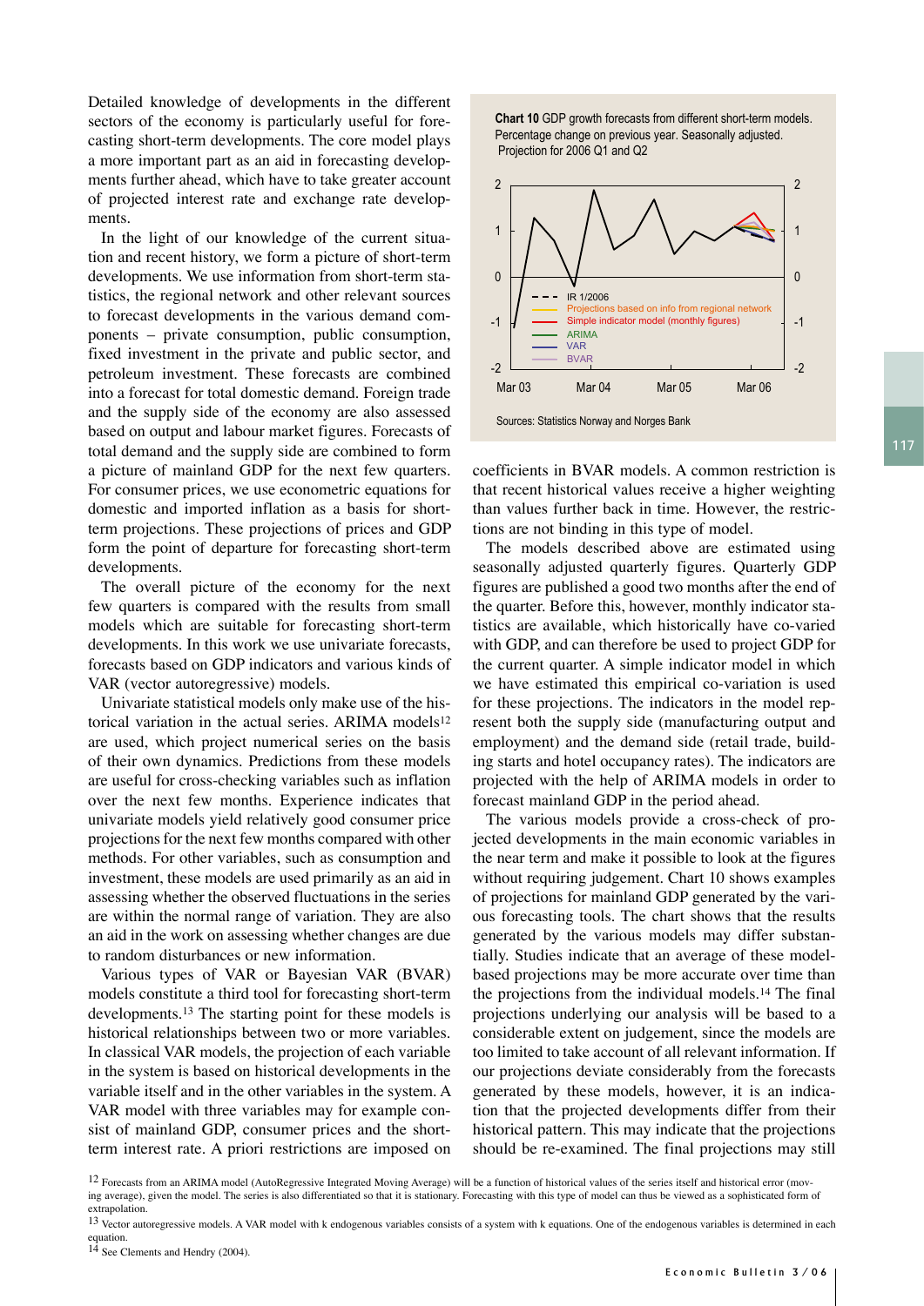Detailed knowledge of developments in the different sectors of the economy is particularly useful for forecasting short-term developments. The core model plays a more important part as an aid in forecasting developments further ahead, which have to take greater account of projected interest rate and exchange rate developments.

In the light of our knowledge of the current situation and recent history, we form a picture of short-term developments. We use information from short-term statistics, the regional network and other relevant sources to forecast developments in the various demand components – private consumption, public consumption, fixed investment in the private and public sector, and petroleum investment. These forecasts are combined into a forecast for total domestic demand. Foreign trade and the supply side of the economy are also assessed based on output and labour market figures. Forecasts of total demand and the supply side are combined to form a picture of mainland GDP for the next few quarters. For consumer prices, we use econometric equations for domestic and imported inflation as a basis for short-term projections. These projections of prices and GDP form the point of departure for forecasting short-term developments.

The overall picture of the economy for the next few quarters is compared with the results from small models which are suitable for forecasting short-term developments. In this work we use univariate forecasts, forecasts based on GDP indicators and various kinds of VAR (vector autoregressive) models.

Univariate statistical models only make use of the historical variation in the actual series. ARIMA models[12] are used, which project numerical series on the basis of their own dynamics. Predictions from these models are useful for cross-checking variables such as inflation over the next few months. Experience indicates that univariate models yield relatively good consumer price projections for the next few months compared with other methods. For other variables, such as consumption and investment, these models are used primarily as an aid in assessing whether the observed fluctuations in the series are within the normal range of variation. They are also an aid in the work on assessing whether changes are due to random disturbances or new information.

Various types of VAR or Bayesian VAR (BVAR) models constitute a third tool for forecasting short-term developments.[13] The starting point for these models is historical relationships between two or more variables. In classical VAR models, the projection of each variable in the system is based on historical developments in the variable itself and in the other variables in the system. A VAR model with three variables may for example consist of mainland GDP, consumer prices and the short-term interest rate. A priori restrictions are imposed on coefficients in BVAR models. A common restriction is that recent historical values receive a higher weighting than values further back in time. However, the restrictions are not binding in this type of model.

**Chart 10** GDP growth forecasts from different short-term models. Percentage change on previous year. Seasonally adjusted. Projection for 2006 Q1 and Q2

Sources: Statistics Norway and Norges Bank

The models described above are estimated using seasonally adjusted quarterly figures. Quarterly GDP figures are published a good two months after the end of the quarter. Before this, however, monthly indicator statistics are available, which historically have co-varied with GDP, and can therefore be used to project GDP for the current quarter. A simple indicator model in which we have estimated this empirical co-variation is used for these projections. The indicators in the model represent both the supply side (manufacturing output and employment) and the demand side (retail trade, building starts and hotel occupancy rates). The indicators are projected with the help of ARIMA models in order to forecast mainland GDP in the period ahead.

The various models provide a cross-check of projected developments in the main economic variables in the near term and make it possible to look at the figures without requiring judgement. Chart 10 shows examples of projections for mainland GDP generated by the various forecasting tools. The chart shows that the results generated by the various models may differ substantially. Studies indicate that an average of these model-based projections may be more accurate over time than the projections from the individual models.[14] The final projections underlying our analysis will be based to a considerable extent on judgement, since the models are too limited to take account of all relevant information. If our projections deviate considerably from the forecasts generated by these models, however, it is an indication that the projected developments differ from their historical pattern. This may indicate that the projections should be re-examined. The final projections may still

[12] Forecasts from an ARIMA model (AutoRegressive Integrated Moving Average) will be a function of historical values of the series itself and historical error (moving average), given the model. The series is also differentiated so that it is stationary. Forecasting with this type of model can thus be viewed as a sophisticated form of extrapolation.

[13] Vector autoregressive models. A VAR model with k endogenous variables consists of a system with k equations. One of the endogenous variables is determined in each equation.

[14] See Clements and Hendry (2004).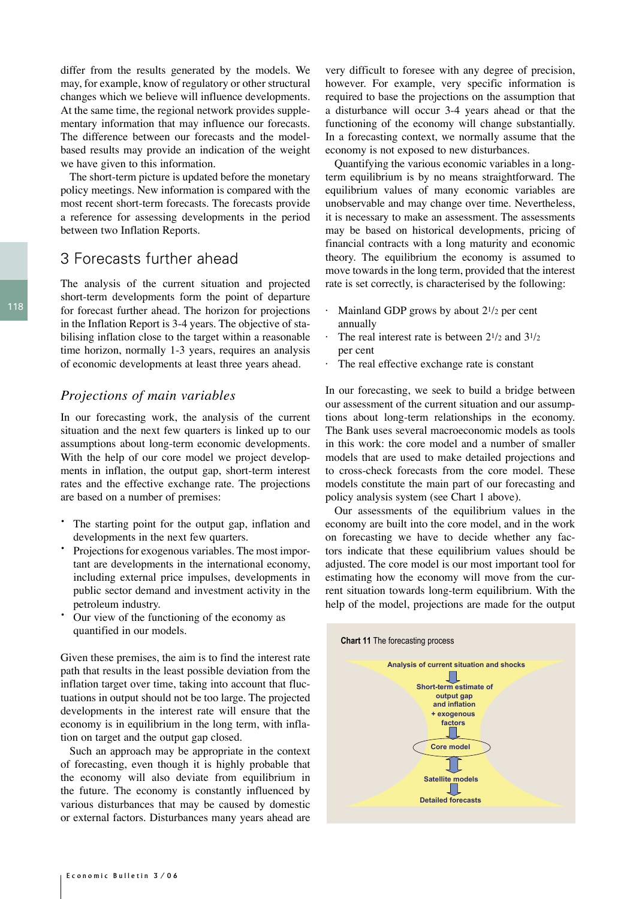differ from the results generated by the models. We may, for example, know of regulatory or other structural changes which we believe will influence developments. At the same time, the regional network provides supplementary information that may influence our forecasts. The difference between our forecasts and the model-based results may provide an indication of the weight we have given to this information.

The short-term picture is updated before the monetary policy meetings. New information is compared with the most recent short-term forecasts. The forecasts provide a reference for assessing developments in the period between two Inflation Reports.

## 3 Forecasts further ahead

The analysis of the current situation and projected short-term developments form the point of departure for forecast further ahead. The horizon for projections in the Inflation Report is 3-4 years. The objective of stabilising inflation close to the target within a reasonable time horizon, normally 1-3 years, requires an analysis of economic developments at least three years ahead.

### *Projections of main variables*

In our forecasting work, the analysis of the current situation and the next few quarters is linked up to our assumptions about long-term economic developments. With the help of our core model we project developments in inflation, the output gap, short-term interest rates and the effective exchange rate. The projections are based on a number of premises:

- The starting point for the output gap, inflation and developments in the next few quarters.
- Projections for exogenous variables. The most important are developments in the international economy, including external price impulses, developments in public sector demand and investment activity in the petroleum industry.
- Our view of the functioning of the economy as quantified in our models.

Given these premises, the aim is to find the interest rate path that results in the least possible deviation from the inflation target over time, taking into account that fluctuations in output should not be too large. The projected developments in the interest rate will ensure that the economy is in equilibrium in the long term, with inflation on target and the output gap closed.

Such an approach may be appropriate in the context of forecasting, even though it is highly probable that the economy will also deviate from equilibrium in the future. The economy is constantly influenced by various disturbances that may be caused by domestic or external factors. Disturbances many years ahead are very difficult to foresee with any degree of precision, however. For example, very specific information is required to base the projections on the assumption that a disturbance will occur 3-4 years ahead or that the functioning of the economy will change substantially. In a forecasting context, we normally assume that the economy is not exposed to new disturbances.

Quantifying the various economic variables in a long-term equilibrium is by no means straightforward. The equilibrium values of many economic variables are unobservable and may change over time. Nevertheless, it is necessary to make an assessment. The assessments may be based on historical developments, pricing of financial contracts with a long maturity and economic theory. The equilibrium the economy is assumed to move towards in the long term, provided that the interest rate is set correctly, is characterised by the following:

- Mainland GDP grows by about 2½ per cent annually
- The real interest rate is between 2½ and 3½ per cent
- The real effective exchange rate is constant

In our forecasting, we seek to build a bridge between our assessment of the current situation and our assumptions about long-term relationships in the economy. The Bank uses several macroeconomic models as tools in this work: the core model and a number of smaller models that are used to make detailed projections and to cross-check forecasts from the core model. These models constitute the main part of our forecasting and policy analysis system (see Chart 1 above).

Our assessments of the equilibrium values in the economy are built into the core model, and in the work on forecasting we have to decide whether any factors indicate that these equilibrium values should be adjusted. The core model is our most important tool for estimating how the economy will move from the current situation towards long-term equilibrium. With the help of the model, projections are made for the output

**Chart 11** The forecasting process

Analysis of current situation and shocks
↓
Short-term estimate of output gap and inflation + exogenous factors
↓
Core model
↕
Satellite models
↓
Detailed forecasts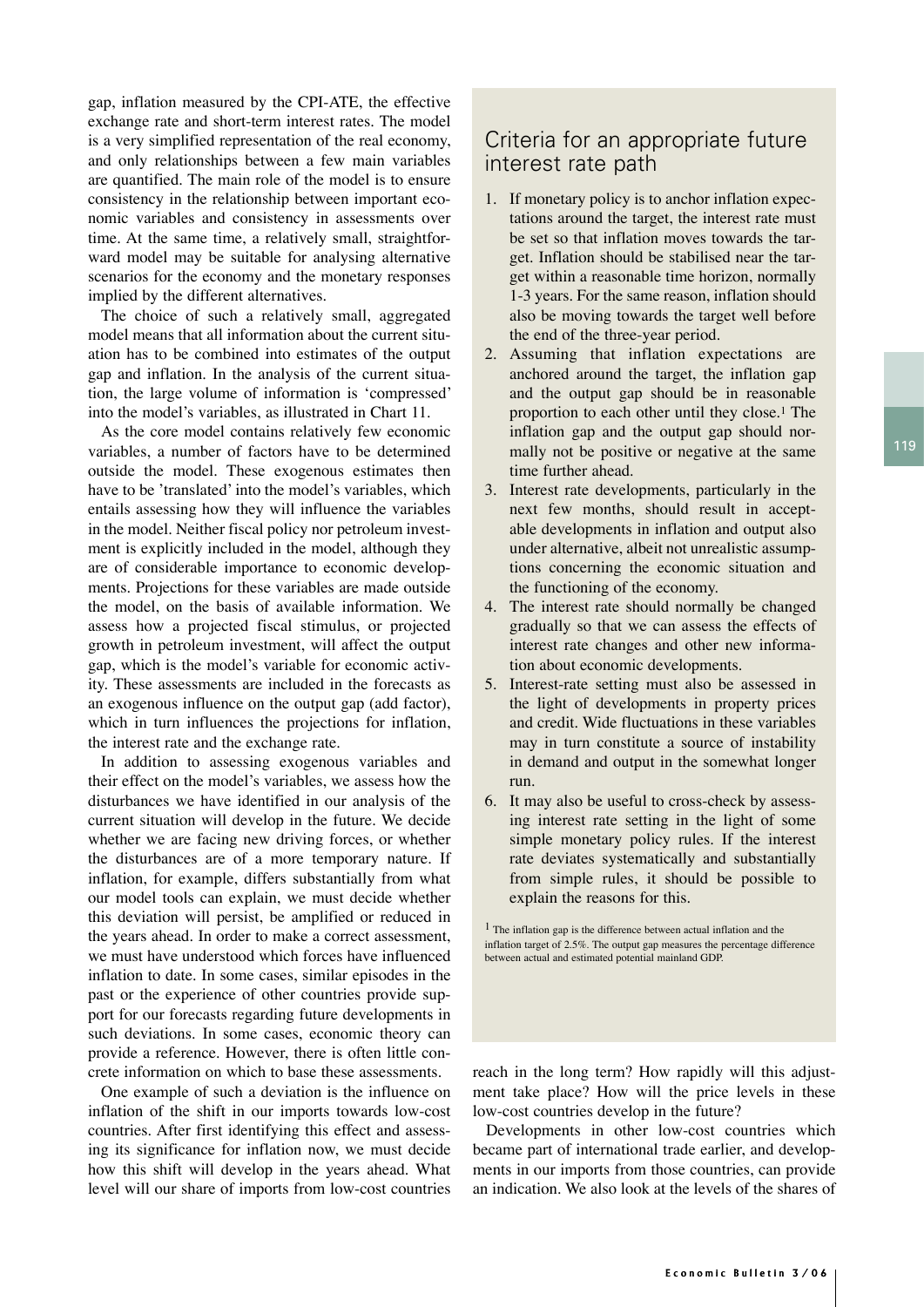gap, inflation measured by the CPI-ATE, the effective exchange rate and short-term interest rates. The model is a very simplified representation of the real economy, and only relationships between a few main variables are quantified. The main role of the model is to ensure consistency in the relationship between important economic variables and consistency in assessments over time. At the same time, a relatively small, straightforward model may be suitable for analysing alternative scenarios for the economy and the monetary responses implied by the different alternatives.

The choice of such a relatively small, aggregated model means that all information about the current situation has to be combined into estimates of the output gap and inflation. In the analysis of the current situation, the large volume of information is 'compressed' into the model's variables, as illustrated in Chart 11.

As the core model contains relatively few economic variables, a number of factors have to be determined outside the model. These exogenous estimates then have to be 'translated' into the model's variables, which entails assessing how they will influence the variables in the model. Neither fiscal policy nor petroleum investment is explicitly included in the model, although they are of considerable importance to economic developments. Projections for these variables are made outside the model, on the basis of available information. We assess how a projected fiscal stimulus, or projected growth in petroleum investment, will affect the output gap, which is the model's variable for economic activity. These assessments are included in the forecasts as an exogenous influence on the output gap (add factor), which in turn influences the projections for inflation, the interest rate and the exchange rate.

In addition to assessing exogenous variables and their effect on the model's variables, we assess how the disturbances we have identified in our analysis of the current situation will develop in the future. We decide whether we are facing new driving forces, or whether the disturbances are of a more temporary nature. If inflation, for example, differs substantially from what our model tools can explain, we must decide whether this deviation will persist, be amplified or reduced in the years ahead. In order to make a correct assessment, we must have understood which forces have influenced inflation to date. In some cases, similar episodes in the past or the experience of other countries provide support for our forecasts regarding future developments in such deviations. In some cases, economic theory can provide a reference. However, there is often little concrete information on which to base these assessments.

One example of such a deviation is the influence on inflation of the shift in our imports towards low-cost countries. After first identifying this effect and assessing its significance for inflation now, we must decide how this shift will develop in the years ahead. What level will our share of imports from low-cost countries reach in the long term? How rapidly will this adjustment take place? How will the price levels in these low-cost countries develop in the future?

Developments in other low-cost countries which became part of international trade earlier, and developments in our imports from those countries, can provide an indication. We also look at the levels of the shares of

## Criteria for an appropriate future interest rate path

1. If monetary policy is to anchor inflation expectations around the target, the interest rate must be set so that inflation moves towards the target. Inflation should be stabilised near the target within a reasonable time horizon, normally 1-3 years. For the same reason, inflation should also be moving towards the target well before the end of the three-year period.
2. Assuming that inflation expectations are anchored around the target, the inflation gap and the output gap should be in reasonable proportion to each other until they close.[1] The inflation gap and the output gap should normally not be positive or negative at the same time further ahead.
3. Interest rate developments, particularly in the next few months, should result in acceptable developments in inflation and output also under alternative, albeit not unrealistic assumptions concerning the economic situation and the functioning of the economy.
4. The interest rate should normally be changed gradually so that we can assess the effects of interest rate changes and other new information about economic developments.
5. Interest-rate setting must also be assessed in the light of developments in property prices and credit. Wide fluctuations in these variables may in turn constitute a source of instability in demand and output in the somewhat longer run.
6. It may also be useful to cross-check by assessing interest rate setting in the light of some simple monetary policy rules. If the interest rate deviates systematically and substantially from simple rules, it should be possible to explain the reasons for this.

[1] The inflation gap is the difference between actual inflation and the inflation target of 2.5%. The output gap measures the percentage difference between actual and estimated potential mainland GDP.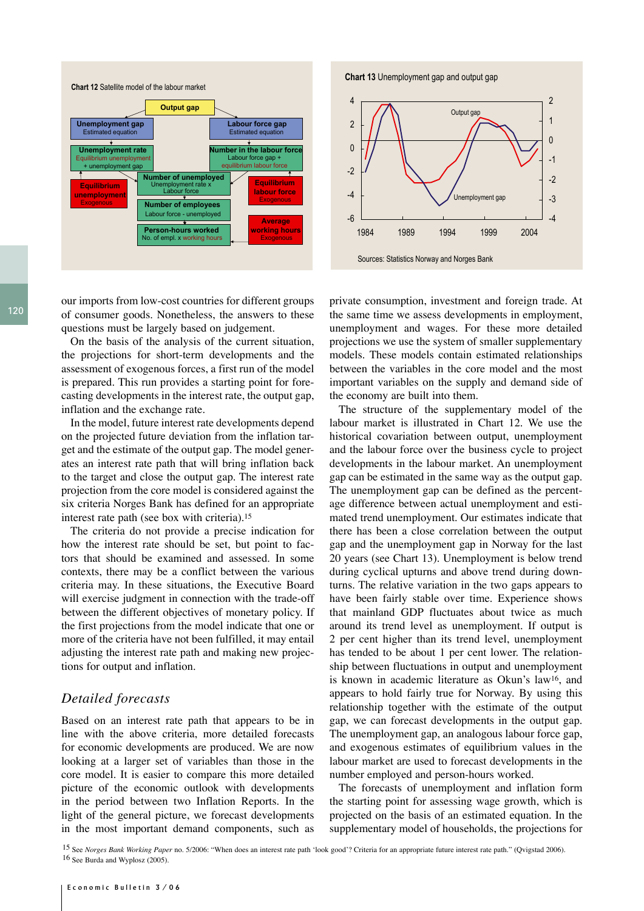**Chart 12** Satellite model of the labour market

- Output gap
  - Unemployment gap (Estimated equation)
    - Unemployment rate (Equilibrium unemployment + unemployment gap)
      - Equilibrium unemployment (Exogenous)
  - Labour force gap (Estimated equation)
    - Number in the labour force (Labour force gap + equilibrium labour force)
      - Equilibrium labour force (Exogenous)
- Number of unemployed (Unemployment rate x Labour force)
- Number of employees (Labour force - unemployed)
- Person-hours worked (No. of empl. x working hours)
  - Average working hours (Exogenous)

**Chart 13** Unemployment gap and output gap

Sources: Statistics Norway and Norges Bank

our imports from low-cost countries for different groups of consumer goods. Nonetheless, the answers to these questions must be largely based on judgement.

On the basis of the analysis of the current situation, the projections for short-term developments and the assessment of exogenous forces, a first run of the model is prepared. This run provides a starting point for forecasting developments in the interest rate, the output gap, inflation and the exchange rate.

In the model, future interest rate developments depend on the projected future deviation from the inflation target and the estimate of the output gap. The model generates an interest rate path that will bring inflation back to the target and close the output gap. The interest rate projection from the core model is considered against the six criteria Norges Bank has defined for an appropriate interest rate path (see box with criteria).[15]

The criteria do not provide a precise indication for how the interest rate should be set, but point to factors that should be examined and assessed. In some contexts, there may be a conflict between the various criteria may. In these situations, the Executive Board will exercise judgment in connection with the trade-off between the different objectives of monetary policy. If the first projections from the model indicate that one or more of the criteria have not been fulfilled, it may entail adjusting the interest rate path and making new projections for output and inflation.

## *Detailed forecasts*

Based on an interest rate path that appears to be in line with the above criteria, more detailed forecasts for economic developments are produced. We are now looking at a larger set of variables than those in the core model. It is easier to compare this more detailed picture of the economic outlook with developments in the period between two Inflation Reports. In the light of the general picture, we forecast developments in the most important demand components, such as private consumption, investment and foreign trade. At the same time we assess developments in employment, unemployment and wages. For these more detailed projections we use the system of smaller supplementary models. These models contain estimated relationships between the variables in the core model and the most important variables on the supply and demand side of the economy are built into them.

The structure of the supplementary model of the labour market is illustrated in Chart 12. We use the historical covariation between output, unemployment and the labour force over the business cycle to project developments in the labour market. An unemployment gap can be estimated in the same way as the output gap. The unemployment gap can be defined as the percentage difference between actual unemployment and estimated trend unemployment. Our estimates indicate that there has been a close correlation between the output gap and the unemployment gap in Norway for the last 20 years (see Chart 13). Unemployment is below trend during cyclical upturns and above trend during downturns. The relative variation in the two gaps appears to have been fairly stable over time. Experience shows that mainland GDP fluctuates about twice as much around its trend level as unemployment. If output is 2 per cent higher than its trend level, unemployment has tended to be about 1 per cent lower. The relationship between fluctuations in output and unemployment is known in academic literature as Okun's law[16], and appears to hold fairly true for Norway. By using this relationship together with the estimate of the output gap, we can forecast developments in the output gap. The unemployment gap, an analogous labour force gap, and exogenous estimates of equilibrium values in the labour market are used to forecast developments in the number employed and person-hours worked.

The forecasts of unemployment and inflation form the starting point for assessing wage growth, which is projected on the basis of an estimated equation. In the supplementary model of households, the projections for

[15] See *Norges Bank Working Paper* no. 5/2006: "When does an interest rate path 'look good'? Criteria for an appropriate future interest rate path." (Qvigstad 2006).

[16] See Burda and Wyplosz (2005).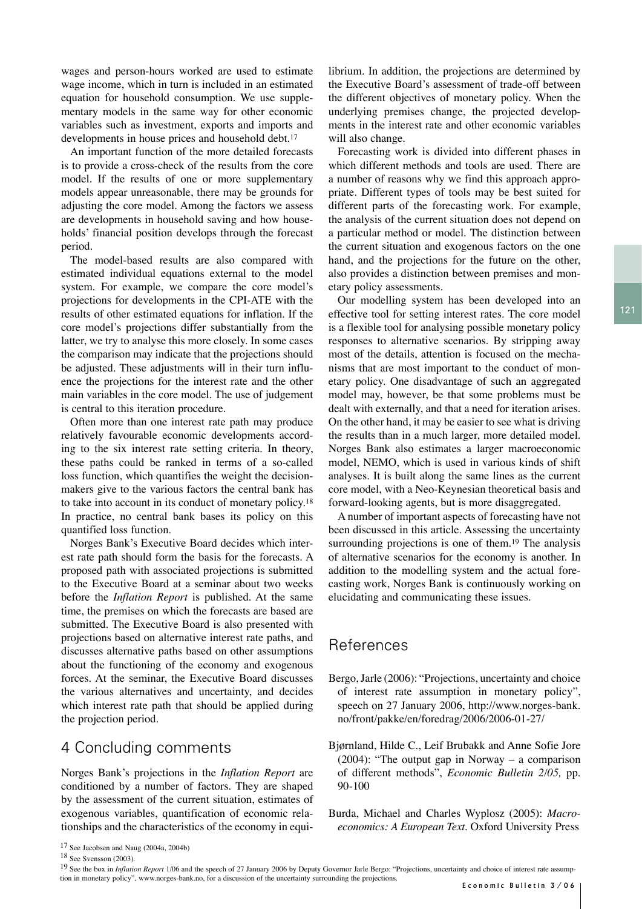wages and person-hours worked are used to estimate wage income, which in turn is included in an estimated equation for household consumption. We use supplementary models in the same way for other economic variables such as investment, exports and imports and developments in house prices and household debt.[17]

An important function of the more detailed forecasts is to provide a cross-check of the results from the core model. If the results of one or more supplementary models appear unreasonable, there may be grounds for adjusting the core model. Among the factors we assess are developments in household saving and how households' financial position develops through the forecast period.

The model-based results are also compared with estimated individual equations external to the model system. For example, we compare the core model's projections for developments in the CPI-ATE with the results of other estimated equations for inflation. If the core model's projections differ substantially from the latter, we try to analyse this more closely. In some cases the comparison may indicate that the projections should be adjusted. These adjustments will in their turn influence the projections for the interest rate and the other main variables in the core model. The use of judgement is central to this iteration procedure.

Often more than one interest rate path may produce relatively favourable economic developments according to the six interest rate setting criteria. In theory, these paths could be ranked in terms of a so-called loss function, which quantifies the weight the decision-makers give to the various factors the central bank has to take into account in its conduct of monetary policy.[18] In practice, no central bank bases its policy on this quantified loss function.

Norges Bank's Executive Board decides which interest rate path should form the basis for the forecasts. A proposed path with associated projections is submitted to the Executive Board at a seminar about two weeks before the *Inflation Report* is published. At the same time, the premises on which the forecasts are based are submitted. The Executive Board is also presented with projections based on alternative interest rate paths, and discusses alternative paths based on other assumptions about the functioning of the economy and exogenous forces. At the seminar, the Executive Board discusses the various alternatives and uncertainty, and decides which interest rate path that should be applied during the projection period.

## 4 Concluding comments

Norges Bank's projections in the *Inflation Report* are conditioned by a number of factors. They are shaped by the assessment of the current situation, estimates of exogenous variables, quantification of economic relationships and the characteristics of the economy in equilibrium. In addition, the projections are determined by the Executive Board's assessment of trade-off between the different objectives of monetary policy. When the underlying premises change, the projected developments in the interest rate and other economic variables will also change.

Forecasting work is divided into different phases in which different methods and tools are used. There are a number of reasons why we find this approach appropriate. Different types of tools may be best suited for different parts of the forecasting work. For example, the analysis of the current situation does not depend on a particular method or model. The distinction between the current situation and exogenous factors on the one hand, and the projections for the future on the other, also provides a distinction between premises and monetary policy assessments.

Our modelling system has been developed into an effective tool for setting interest rates. The core model is a flexible tool for analysing possible monetary policy responses to alternative scenarios. By stripping away most of the details, attention is focused on the mechanisms that are most important to the conduct of monetary policy. One disadvantage of such an aggregated model may, however, be that some problems must be dealt with externally, and that a need for iteration arises. On the other hand, it may be easier to see what is driving the results than in a much larger, more detailed model. Norges Bank also estimates a larger macroeconomic model, NEMO, which is used in various kinds of shift analyses. It is built along the same lines as the current core model, with a Neo-Keynesian theoretical basis and forward-looking agents, but is more disaggregated.

A number of important aspects of forecasting have not been discussed in this article. Assessing the uncertainty surrounding projections is one of them.[19] The analysis of alternative scenarios for the economy is another. In addition to the modelling system and the actual forecasting work, Norges Bank is continuously working on elucidating and communicating these issues.

## References

Bergo, Jarle (2006): "Projections, uncertainty and choice of interest rate assumption in monetary policy", speech on 27 January 2006, http://www.norges-bank.no/front/pakke/en/foredrag/2006/2006-01-27/

Bjørnland, Hilde C., Leif Brubakk and Anne Sofie Jore (2004): "The output gap in Norway – a comparison of different methods", *Economic Bulletin 2/05,* pp. 90-100

Burda, Michael and Charles Wyplosz (2005): *Macroeconomics: A European Text*. Oxford University Press

---

[17] See Jacobsen and Naug (2004a, 2004b)

[18] See Svensson (2003).

[19] See the box in *Inflation Report* 1/06 and the speech of 27 January 2006 by Deputy Governor Jarle Bergo: "Projections, uncertainty and choice of interest rate assumption in monetary policy", www.norges-bank.no, for a discussion of the uncertainty surrounding the projections.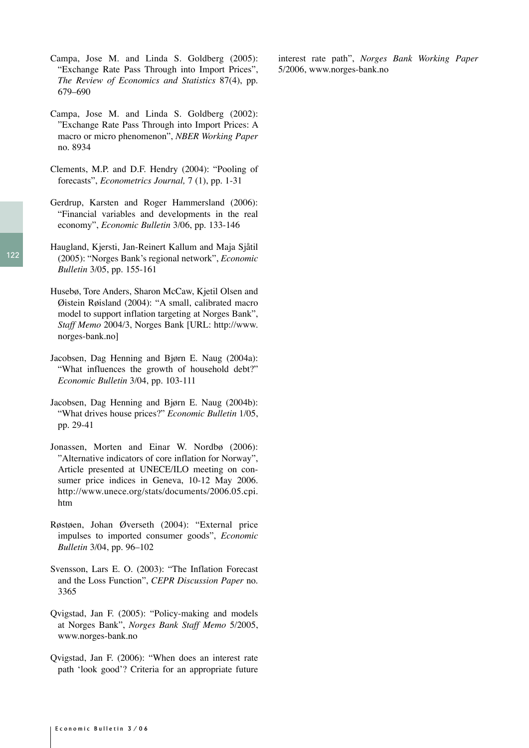Campa, Jose M. and Linda S. Goldberg (2005): "Exchange Rate Pass Through into Import Prices", *The Review of Economics and Statistics* 87(4), pp. 679–690

Campa, Jose M. and Linda S. Goldberg (2002): "Exchange Rate Pass Through into Import Prices: A macro or micro phenomenon", *NBER Working Paper* no. 8934

Clements, M.P. and D.F. Hendry (2004): "Pooling of forecasts", *Econometrics Journal,* 7 (1), pp. 1-31

Gerdrup, Karsten and Roger Hammersland (2006): "Financial variables and developments in the real economy", *Economic Bulletin* 3/06, pp. 133-146

Haugland, Kjersti, Jan-Reinert Kallum and Maja Sjåtil (2005): "Norges Bank's regional network", *Economic Bulletin* 3/05, pp. 155-161

Husebø, Tore Anders, Sharon McCaw, Kjetil Olsen and Øistein Røisland (2004): "A small, calibrated macro model to support inflation targeting at Norges Bank", *Staff Memo* 2004/3, Norges Bank [URL: http://www.norges-bank.no]

Jacobsen, Dag Henning and Bjørn E. Naug (2004a): "What influences the growth of household debt?" *Economic Bulletin* 3/04, pp. 103-111

Jacobsen, Dag Henning and Bjørn E. Naug (2004b): "What drives house prices?" *Economic Bulletin* 1/05, pp. 29-41

Jonassen, Morten and Einar W. Nordbø (2006): "Alternative indicators of core inflation for Norway", Article presented at UNECE/ILO meeting on consumer price indices in Geneva, 10-12 May 2006. http://www.unece.org/stats/documents/2006.05.cpi.htm

Røstøen, Johan Øverseth (2004): "External price impulses to imported consumer goods", *Economic Bulletin* 3/04, pp. 96–102

Svensson, Lars E. O. (2003): "The Inflation Forecast and the Loss Function", *CEPR Discussion Paper* no. 3365

Qvigstad, Jan F. (2005): "Policy-making and models at Norges Bank", *Norges Bank Staff Memo* 5/2005, www.norges-bank.no

Qvigstad, Jan F. (2006): "When does an interest rate path 'look good'? Criteria for an appropriate future interest rate path", *Norges Bank Working Paper* 5/2006, www.norges-bank.no